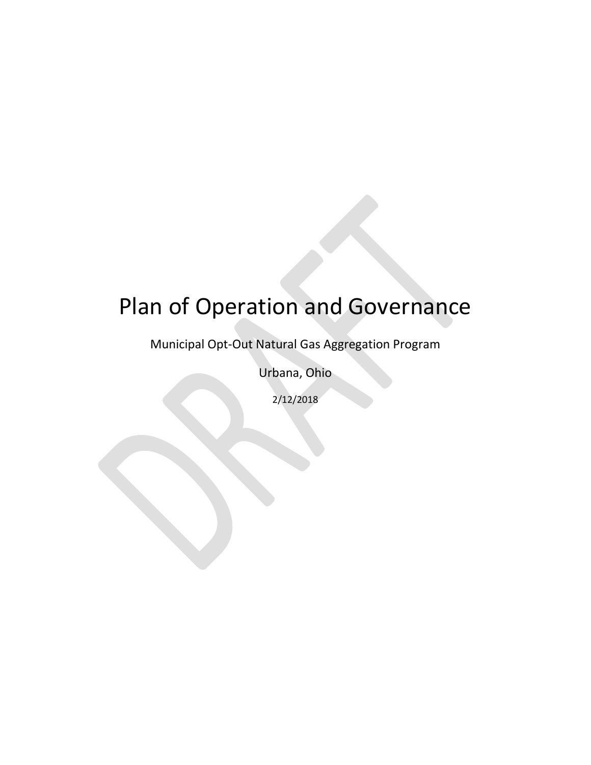# Plan of Operation and Governance

Municipal Opt-Out Natural Gas Aggregation Program

Urbana, Ohio

2/12/2018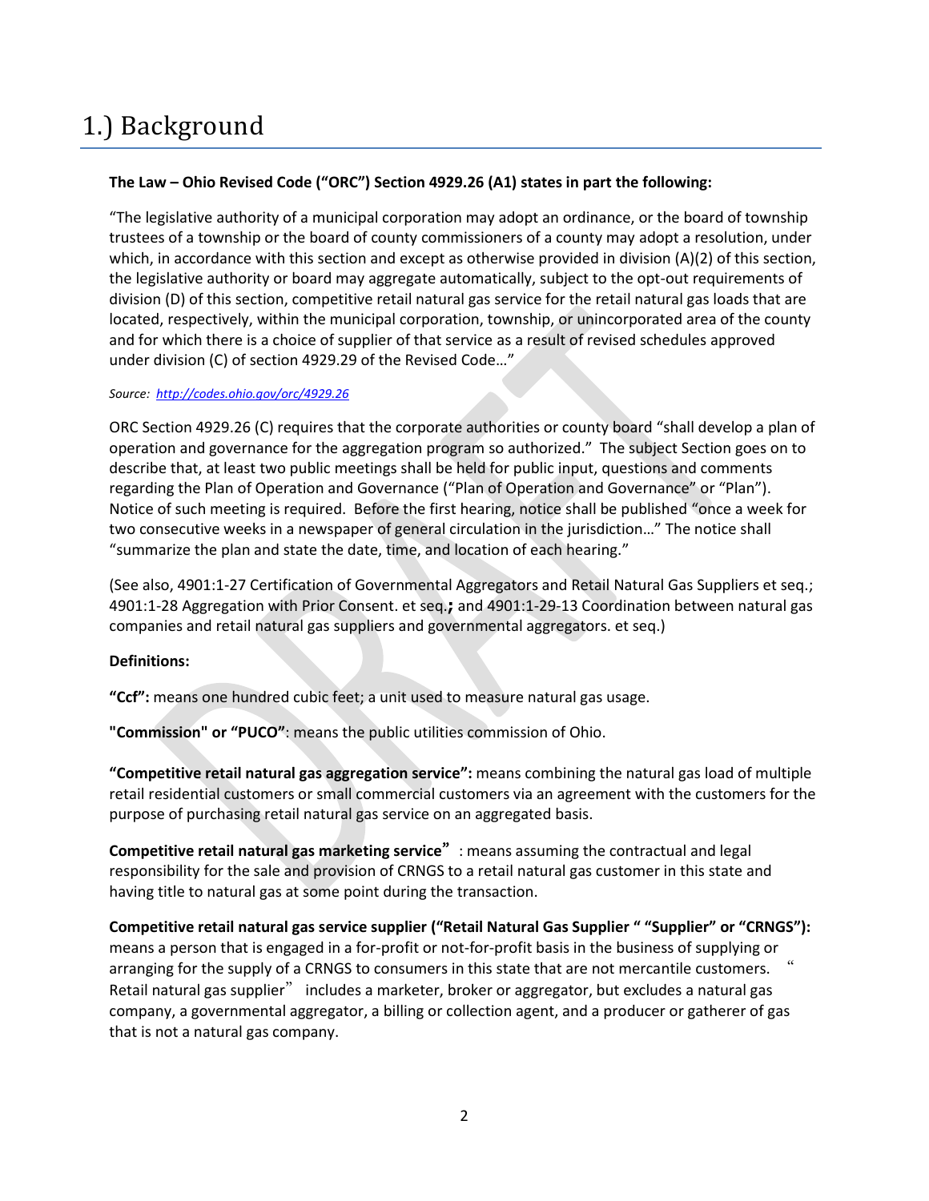# 1.) Background

**The Law – Ohio Revised Code ("ORC") Section 4929.26 (A1) states in part the following:**

"The legislative authority of a municipal corporation may adopt an ordinance, or the board of township trustees of a township or the board of county commissioners of a county may adopt a resolution, under which, in accordance with this section and except as otherwise provided in division (A)(2) of this section, the legislative authority or board may aggregate automatically, subject to the opt-out requirements of division (D) of this section, competitive retail natural gas service for the retail natural gas loads that are located, respectively, within the municipal corporation, township, or unincorporated area of the county and for which there is a choice of supplier of that service as a result of revised schedules approved under division (C) of section 4929.29 of the Revised Code…"

*Source: http://codes.ohio.gov/orc/4929.26*

ORC Section 4929.26 (C) requires that the corporate authorities or county board "shall develop a plan of operation and governance for the aggregation program so authorized." The subject Section goes on to describe that, at least two public meetings shall be held for public input, questions and comments regarding the Plan of Operation and Governance ("Plan of Operation and Governance" or "Plan"). Notice of such meeting is required. Before the first hearing, notice shall be published "once a week for two consecutive weeks in a newspaper of general circulation in the jurisdiction…" The notice shall "summarize the plan and state the date, time, and location of each hearing."

(See also, 4901:1-27 Certification of Governmental Aggregators and Retail Natural Gas Suppliers et seq.; 4901:1-28 Aggregation with Prior Consent. et seq.**;** and 4901:1-29-13 Coordination between natural gas companies and retail natural gas suppliers and governmental aggregators. et seq.)

**Definitions:**

**"Ccf":** means one hundred cubic feet; a unit used to measure natural gas usage.

**"Commission" or "PUCO"**: means the public utilities commission of Ohio.

**"Competitive retail natural gas aggregation service":** means combining the natural gas load of multiple retail residential customers or small commercial customers via an agreement with the customers for the purpose of purchasing retail natural gas service on an aggregated basis.

**Competitive retail natural gas marketing service"**: means assuming the contractual and legal responsibility for the sale and provision of CRNGS to a retail natural gas customer in this state and having title to natural gas at some point during the transaction.

**Competitive retail natural gas service supplier ("Retail Natural Gas Supplier " "Supplier" or "CRNGS"):** means a person that is engaged in a for-profit or not-for-profit basis in the business of supplying or arranging for the supply of a CRNGS to consumers in this state that are not mercantile customers. " Retail natural gas supplier" includes a marketer, broker or aggregator, but excludes a natural gas company, a governmental aggregator, a billing or collection agent, and a producer or gatherer of gas that is not a natural gas company.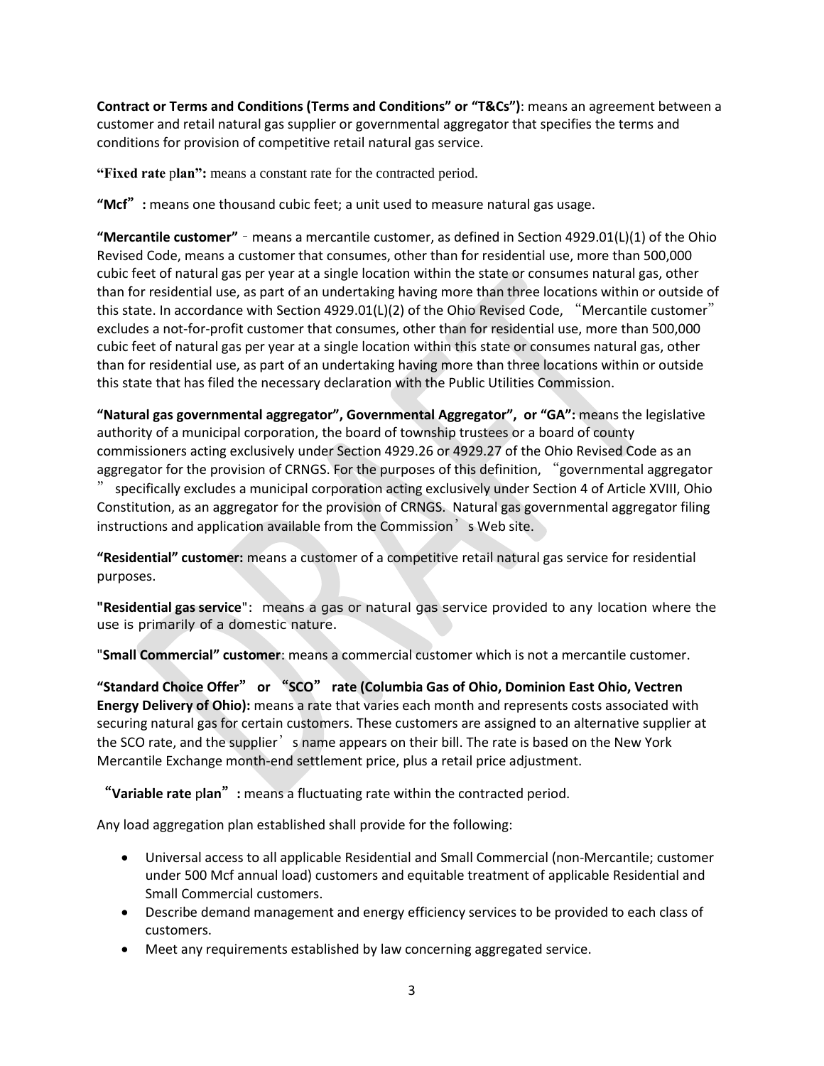**Contract or Terms and Conditions (Terms and Conditions" or "T&Cs")**: means an agreement between a customer and retail natural gas supplier or governmental aggregator that specifies the terms and conditions for provision of competitive retail natural gas service.

**"Fixed rate plan":** means a constant rate for the contracted period.

**"Mcf":** means one thousand cubic feet; a unit used to measure natural gas usage.

**"Mercantile customer"** - means a mercantile customer, as defined in Section 4929.01(L)(1) of the Ohio Revised Code, means a customer that consumes, other than for residential use, more than 500,000 cubic feet of natural gas per year at a single location within the state or consumes natural gas, other than for residential use, as part of an undertaking having more than three locations within or outside of this state. In accordance with Section 4929.01(L)(2) of the Ohio Revised Code, "Mercantile customer" excludes a not-for-profit customer that consumes, other than for residential use, more than 500,000 cubic feet of natural gas per year at a single location within this state or consumes natural gas, other than for residential use, as part of an undertaking having more than three locations within or outside this state that has filed the necessary declaration with the Public Utilities Commission.

**"Natural gas governmental aggregator", Governmental Aggregator", or "GA":** means the legislative authority of a municipal corporation, the board of township trustees or a board of county commissioners acting exclusively under Section 4929.26 or 4929.27 of the Ohio Revised Code as an aggregator for the provision of CRNGS. For the purposes of this definition, "governmental aggregator" specifically excludes a municipal corporation acting exclusively under Section 4 of Article XVIII, Ohio Constitution, as an aggregator for the provision of CRNGS. Natural gas governmental aggregator filing instructions and application available from the Commission's Web site.

**"Residential" customer:** means a customer of a competitive retail natural gas service for residential purposes.

**"Residential gas service"**: means a gas or natural gas service provided to any location where the use is primarily of a domestic nature.

"**Small Commercial" customer**: means a commercial customer which is not a mercantile customer.

**"Standard Choice Offer" or "SCO" rate (Columbia Gas of Ohio, Dominion East Ohio, Vectren Energy Delivery of Ohio):** means a rate that varies each month and represents costs associated with securing natural gas for certain customers. These customers are assigned to an alternative supplier at the SCO rate, and the supplier's name appears on their bill. The rate is based on the New York Mercantile Exchange month-end settlement price, plus a retail price adjustment.

**"Variable rate plan":** means a fluctuating rate within the contracted period.

Any load aggregation plan established shall provide for the following:

- Universal access to all applicable Residential and Small Commercial (non-Mercantile; customer under 500 Mcf annual load) customers and equitable treatment of applicable Residential and Small Commercial customers.
- Describe demand management and energy efficiency services to be provided to each class of customers.
- Meet any requirements established by law concerning aggregated service.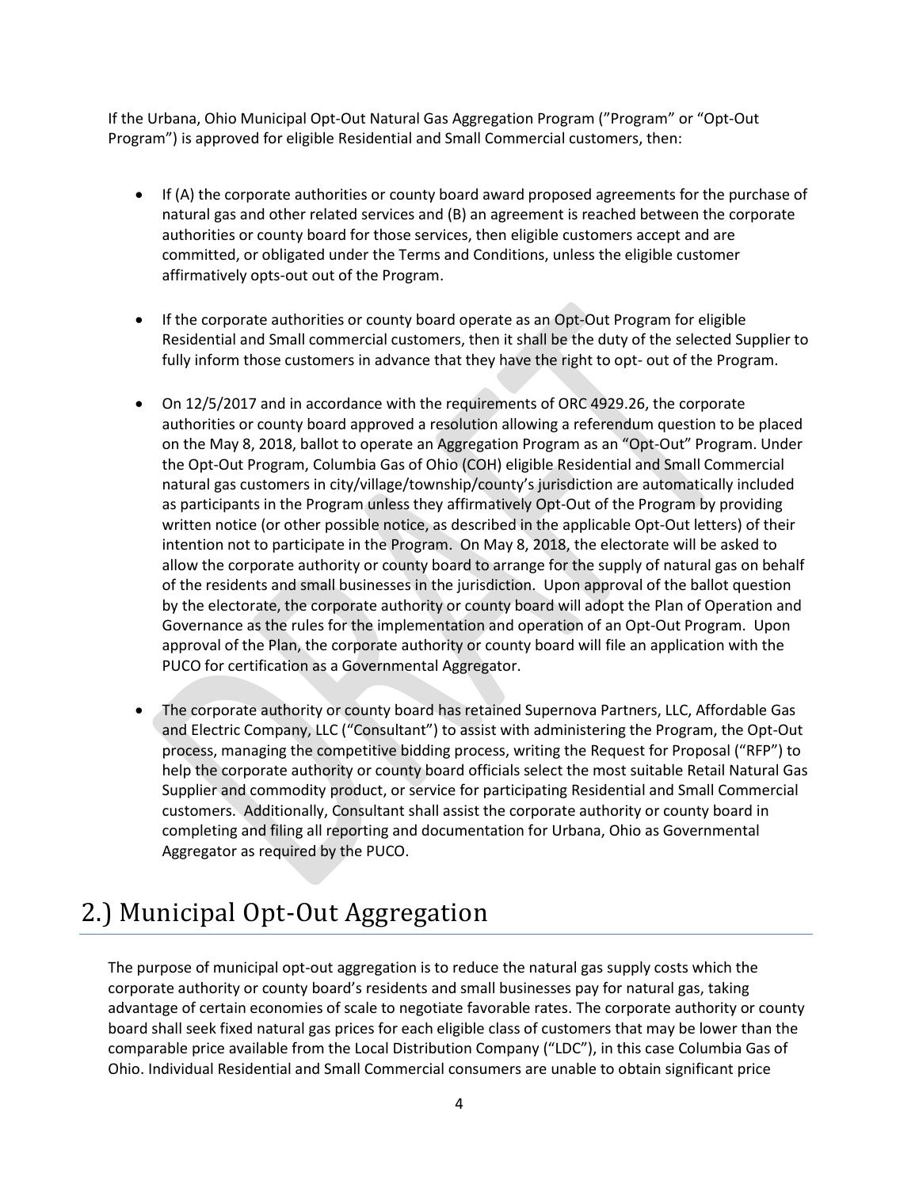If the Urbana, Ohio Municipal Opt-Out Natural Gas Aggregation Program (”Program" or “Opt-Out Program”) is approved for eligible Residential and Small Commercial customers, then:

- If (A) the corporate authorities or county board award proposed agreements for the purchase of natural gas and other related services and (B) an agreement is reached between the corporate authorities or county board for those services, then eligible customers accept and are committed, or obligated under the Terms and Conditions, unless the eligible customer affirmatively opts-out out of the Program.

- If the corporate authorities or county board operate as an Opt-Out Program for eligible Residential and Small commercial customers, then it shall be the duty of the selected Supplier to fully inform those customers in advance that they have the right to opt- out of the Program.

- On 12/5/2017 and in accordance with the requirements of ORC 4929.26, the corporate authorities or county board approved a resolution allowing a referendum question to be placed on the May 8, 2018, ballot to operate an Aggregation Program as an “Opt-Out” Program. Under the Opt-Out Program, Columbia Gas of Ohio (COH) eligible Residential and Small Commercial natural gas customers in city/village/township/county’s jurisdiction are automatically included as participants in the Program unless they affirmatively Opt-Out of the Program by providing written notice (or other possible notice, as described in the applicable Opt-Out letters) of their intention not to participate in the Program. On May 8, 2018, the electorate will be asked to allow the corporate authority or county board to arrange for the supply of natural gas on behalf of the residents and small businesses in the jurisdiction. Upon approval of the ballot question by the electorate, the corporate authority or county board will adopt the Plan of Operation and Governance as the rules for the implementation and operation of an Opt-Out Program. Upon approval of the Plan, the corporate authority or county board will file an application with the PUCO for certification as a Governmental Aggregator.

- The corporate authority or county board has retained Supernova Partners, LLC, Affordable Gas and Electric Company, LLC (“Consultant”) to assist with administering the Program, the Opt-Out process, managing the competitive bidding process, writing the Request for Proposal (“RFP”) to help the corporate authority or county board officials select the most suitable Retail Natural Gas Supplier and commodity product, or service for participating Residential and Small Commercial customers. Additionally, Consultant shall assist the corporate authority or county board in completing and filing all reporting and documentation for Urbana, Ohio as Governmental Aggregator as required by the PUCO.

# 2.) Municipal Opt-Out Aggregation

The purpose of municipal opt-out aggregation is to reduce the natural gas supply costs which the corporate authority or county board’s residents and small businesses pay for natural gas, taking advantage of certain economies of scale to negotiate favorable rates. The corporate authority or county board shall seek fixed natural gas prices for each eligible class of customers that may be lower than the comparable price available from the Local Distribution Company (“LDC”), in this case Columbia Gas of Ohio. Individual Residential and Small Commercial consumers are unable to obtain significant price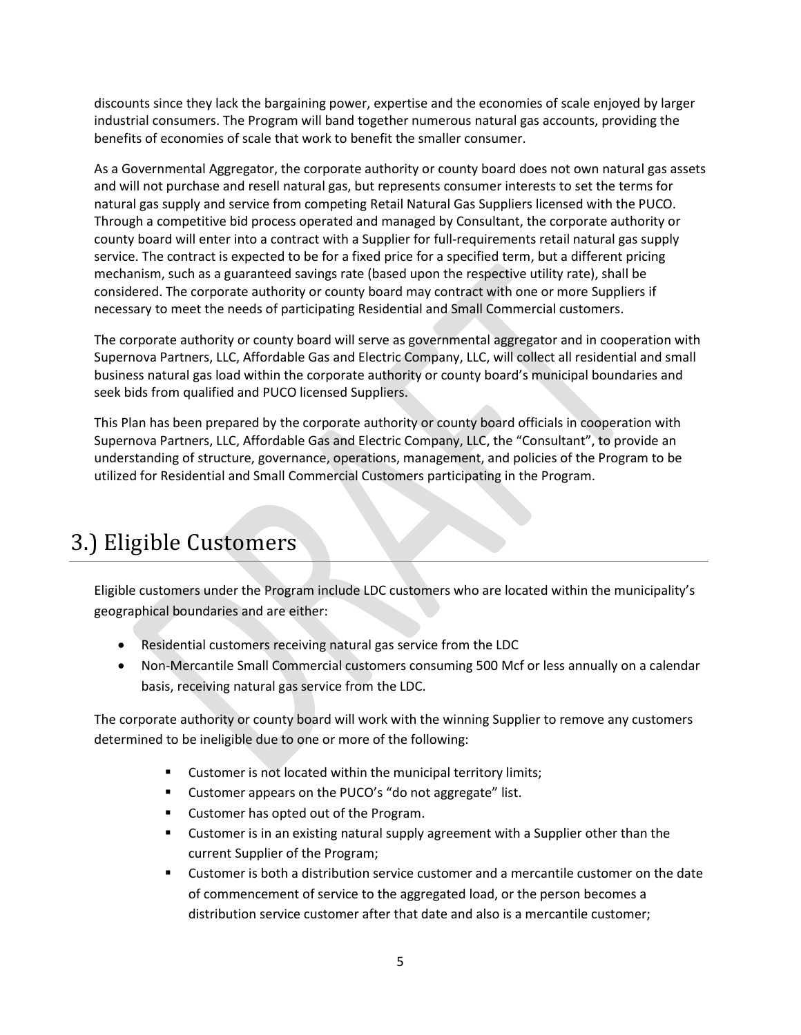discounts since they lack the bargaining power, expertise and the economies of scale enjoyed by larger industrial consumers. The Program will band together numerous natural gas accounts, providing the benefits of economies of scale that work to benefit the smaller consumer.

As a Governmental Aggregator, the corporate authority or county board does not own natural gas assets and will not purchase and resell natural gas, but represents consumer interests to set the terms for natural gas supply and service from competing Retail Natural Gas Suppliers licensed with the PUCO. Through a competitive bid process operated and managed by Consultant, the corporate authority or county board will enter into a contract with a Supplier for full-requirements retail natural gas supply service. The contract is expected to be for a fixed price for a specified term, but a different pricing mechanism, such as a guaranteed savings rate (based upon the respective utility rate), shall be considered. The corporate authority or county board may contract with one or more Suppliers if necessary to meet the needs of participating Residential and Small Commercial customers.

The corporate authority or county board will serve as governmental aggregator and in cooperation with Supernova Partners, LLC, Affordable Gas and Electric Company, LLC, will collect all residential and small business natural gas load within the corporate authority or county board's municipal boundaries and seek bids from qualified and PUCO licensed Suppliers.

This Plan has been prepared by the corporate authority or county board officials in cooperation with Supernova Partners, LLC, Affordable Gas and Electric Company, LLC, the "Consultant", to provide an understanding of structure, governance, operations, management, and policies of the Program to be utilized for Residential and Small Commercial Customers participating in the Program.

# 3.) Eligible Customers

Eligible customers under the Program include LDC customers who are located within the municipality's geographical boundaries and are either:

- Residential customers receiving natural gas service from the LDC
- Non-Mercantile Small Commercial customers consuming 500 Mcf or less annually on a calendar basis, receiving natural gas service from the LDC.

The corporate authority or county board will work with the winning Supplier to remove any customers determined to be ineligible due to one or more of the following:

- Customer is not located within the municipal territory limits;
- Customer appears on the PUCO's "do not aggregate" list.
- Customer has opted out of the Program.
- Customer is in an existing natural supply agreement with a Supplier other than the current Supplier of the Program;
- Customer is both a distribution service customer and a mercantile customer on the date of commencement of service to the aggregated load, or the person becomes a distribution service customer after that date and also is a mercantile customer;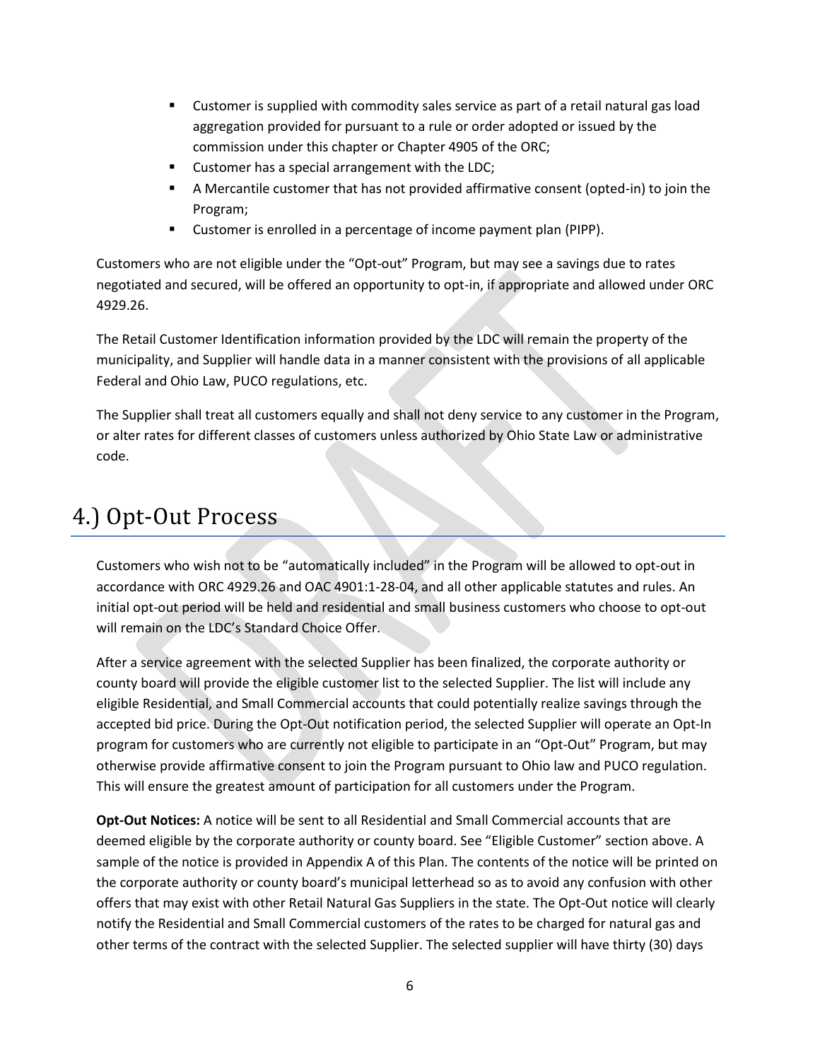- Customer is supplied with commodity sales service as part of a retail natural gas load aggregation provided for pursuant to a rule or order adopted or issued by the commission under this chapter or Chapter 4905 of the ORC;
- Customer has a special arrangement with the LDC;
- A Mercantile customer that has not provided affirmative consent (opted-in) to join the Program;
- Customer is enrolled in a percentage of income payment plan (PIPP).

Customers who are not eligible under the "Opt-out" Program, but may see a savings due to rates negotiated and secured, will be offered an opportunity to opt-in, if appropriate and allowed under ORC 4929.26.

The Retail Customer Identification information provided by the LDC will remain the property of the municipality, and Supplier will handle data in a manner consistent with the provisions of all applicable Federal and Ohio Law, PUCO regulations, etc.

The Supplier shall treat all customers equally and shall not deny service to any customer in the Program, or alter rates for different classes of customers unless authorized by Ohio State Law or administrative code.

# 4.) Opt-Out Process

Customers who wish not to be "automatically included" in the Program will be allowed to opt-out in accordance with ORC 4929.26 and OAC 4901:1-28-04, and all other applicable statutes and rules. An initial opt-out period will be held and residential and small business customers who choose to opt-out will remain on the LDC's Standard Choice Offer.

After a service agreement with the selected Supplier has been finalized, the corporate authority or county board will provide the eligible customer list to the selected Supplier. The list will include any eligible Residential, and Small Commercial accounts that could potentially realize savings through the accepted bid price. During the Opt-Out notification period, the selected Supplier will operate an Opt-In program for customers who are currently not eligible to participate in an "Opt-Out" Program, but may otherwise provide affirmative consent to join the Program pursuant to Ohio law and PUCO regulation. This will ensure the greatest amount of participation for all customers under the Program.

**Opt-Out Notices:** A notice will be sent to all Residential and Small Commercial accounts that are deemed eligible by the corporate authority or county board. See "Eligible Customer" section above. A sample of the notice is provided in Appendix A of this Plan. The contents of the notice will be printed on the corporate authority or county board's municipal letterhead so as to avoid any confusion with other offers that may exist with other Retail Natural Gas Suppliers in the state. The Opt-Out notice will clearly notify the Residential and Small Commercial customers of the rates to be charged for natural gas and other terms of the contract with the selected Supplier. The selected supplier will have thirty (30) days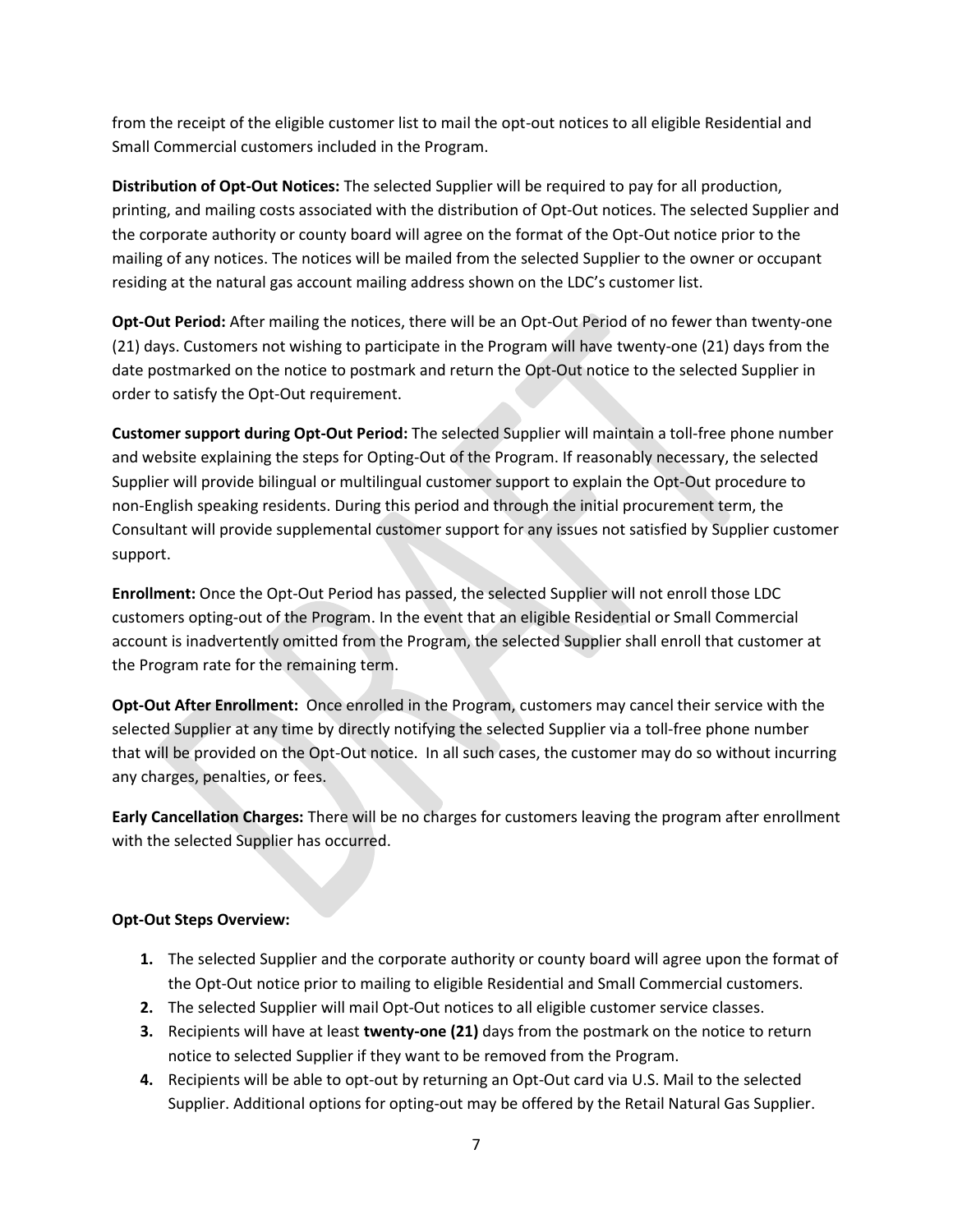from the receipt of the eligible customer list to mail the opt-out notices to all eligible Residential and Small Commercial customers included in the Program.

**Distribution of Opt-Out Notices:** The selected Supplier will be required to pay for all production, printing, and mailing costs associated with the distribution of Opt-Out notices. The selected Supplier and the corporate authority or county board will agree on the format of the Opt-Out notice prior to the mailing of any notices. The notices will be mailed from the selected Supplier to the owner or occupant residing at the natural gas account mailing address shown on the LDC's customer list.

**Opt-Out Period:** After mailing the notices, there will be an Opt-Out Period of no fewer than twenty-one (21) days. Customers not wishing to participate in the Program will have twenty-one (21) days from the date postmarked on the notice to postmark and return the Opt-Out notice to the selected Supplier in order to satisfy the Opt-Out requirement.

**Customer support during Opt-Out Period:** The selected Supplier will maintain a toll-free phone number and website explaining the steps for Opting-Out of the Program. If reasonably necessary, the selected Supplier will provide bilingual or multilingual customer support to explain the Opt-Out procedure to non-English speaking residents. During this period and through the initial procurement term, the Consultant will provide supplemental customer support for any issues not satisfied by Supplier customer support.

**Enrollment:** Once the Opt-Out Period has passed, the selected Supplier will not enroll those LDC customers opting-out of the Program. In the event that an eligible Residential or Small Commercial account is inadvertently omitted from the Program, the selected Supplier shall enroll that customer at the Program rate for the remaining term.

**Opt-Out After Enrollment:** Once enrolled in the Program, customers may cancel their service with the selected Supplier at any time by directly notifying the selected Supplier via a toll-free phone number that will be provided on the Opt-Out notice. In all such cases, the customer may do so without incurring any charges, penalties, or fees.

**Early Cancellation Charges:** There will be no charges for customers leaving the program after enrollment with the selected Supplier has occurred.

**Opt-Out Steps Overview:**

1. The selected Supplier and the corporate authority or county board will agree upon the format of the Opt-Out notice prior to mailing to eligible Residential and Small Commercial customers.
2. The selected Supplier will mail Opt-Out notices to all eligible customer service classes.
3. Recipients will have at least **twenty-one (21)** days from the postmark on the notice to return notice to selected Supplier if they want to be removed from the Program.
4. Recipients will be able to opt-out by returning an Opt-Out card via U.S. Mail to the selected Supplier. Additional options for opting-out may be offered by the Retail Natural Gas Supplier.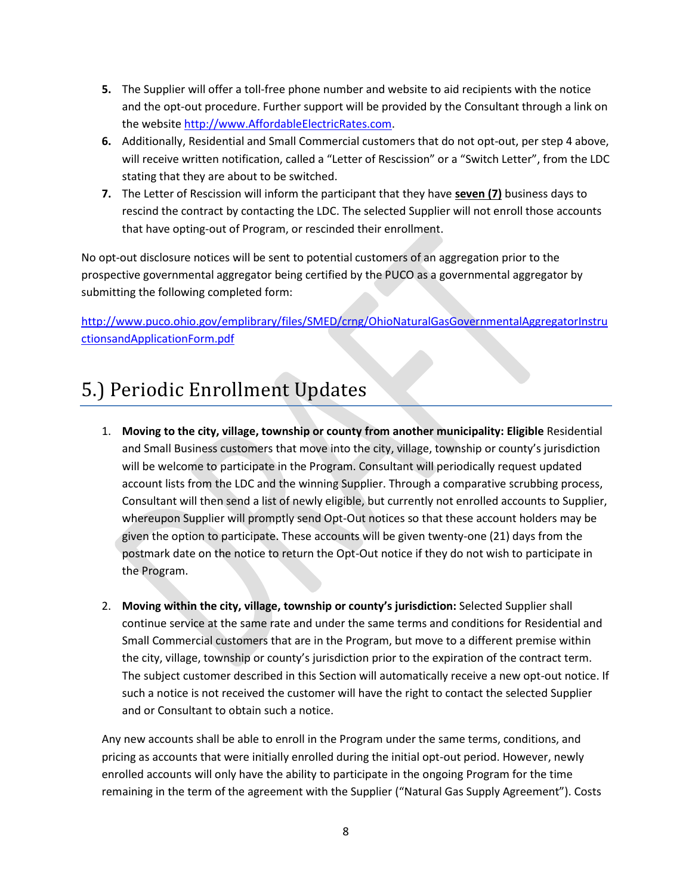5. The Supplier will offer a toll-free phone number and website to aid recipients with the notice and the opt-out procedure. Further support will be provided by the Consultant through a link on the website [http://www.AffordableElectricRates.com](http://www.AffordableElectricRates.com).
6. Additionally, Residential and Small Commercial customers that do not opt-out, per step 4 above, will receive written notification, called a "Letter of Rescission" or a "Switch Letter", from the LDC stating that they are about to be switched.
7. The Letter of Rescission will inform the participant that they have **seven (7)** business days to rescind the contract by contacting the LDC. The selected Supplier will not enroll those accounts that have opting-out of Program, or rescinded their enrollment.

No opt-out disclosure notices will be sent to potential customers of an aggregation prior to the prospective governmental aggregator being certified by the PUCO as a governmental aggregator by submitting the following completed form:

[http://www.puco.ohio.gov/emplibrary/files/SMED/crng/OhioNaturalGasGovernmentalAggregatorInstructionsandApplicationForm.pdf](http://www.puco.ohio.gov/emplibrary/files/SMED/crng/OhioNaturalGasGovernmentalAggregatorInstructionsandApplicationForm.pdf)

# 5.) Periodic Enrollment Updates

1. **Moving to the city, village, township or county from another municipality: Eligible** Residential and Small Business customers that move into the city, village, township or county's jurisdiction will be welcome to participate in the Program. Consultant will periodically request updated account lists from the LDC and the winning Supplier. Through a comparative scrubbing process, Consultant will then send a list of newly eligible, but currently not enrolled accounts to Supplier, whereupon Supplier will promptly send Opt-Out notices so that these account holders may be given the option to participate. These accounts will be given twenty-one (21) days from the postmark date on the notice to return the Opt-Out notice if they do not wish to participate in the Program.

2. **Moving within the city, village, township or county's jurisdiction:** Selected Supplier shall continue service at the same rate and under the same terms and conditions for Residential and Small Commercial customers that are in the Program, but move to a different premise within the city, village, township or county's jurisdiction prior to the expiration of the contract term. The subject customer described in this Section will automatically receive a new opt-out notice. If such a notice is not received the customer will have the right to contact the selected Supplier and or Consultant to obtain such a notice.

Any new accounts shall be able to enroll in the Program under the same terms, conditions, and pricing as accounts that were initially enrolled during the initial opt-out period. However, newly enrolled accounts will only have the ability to participate in the ongoing Program for the time remaining in the term of the agreement with the Supplier ("Natural Gas Supply Agreement"). Costs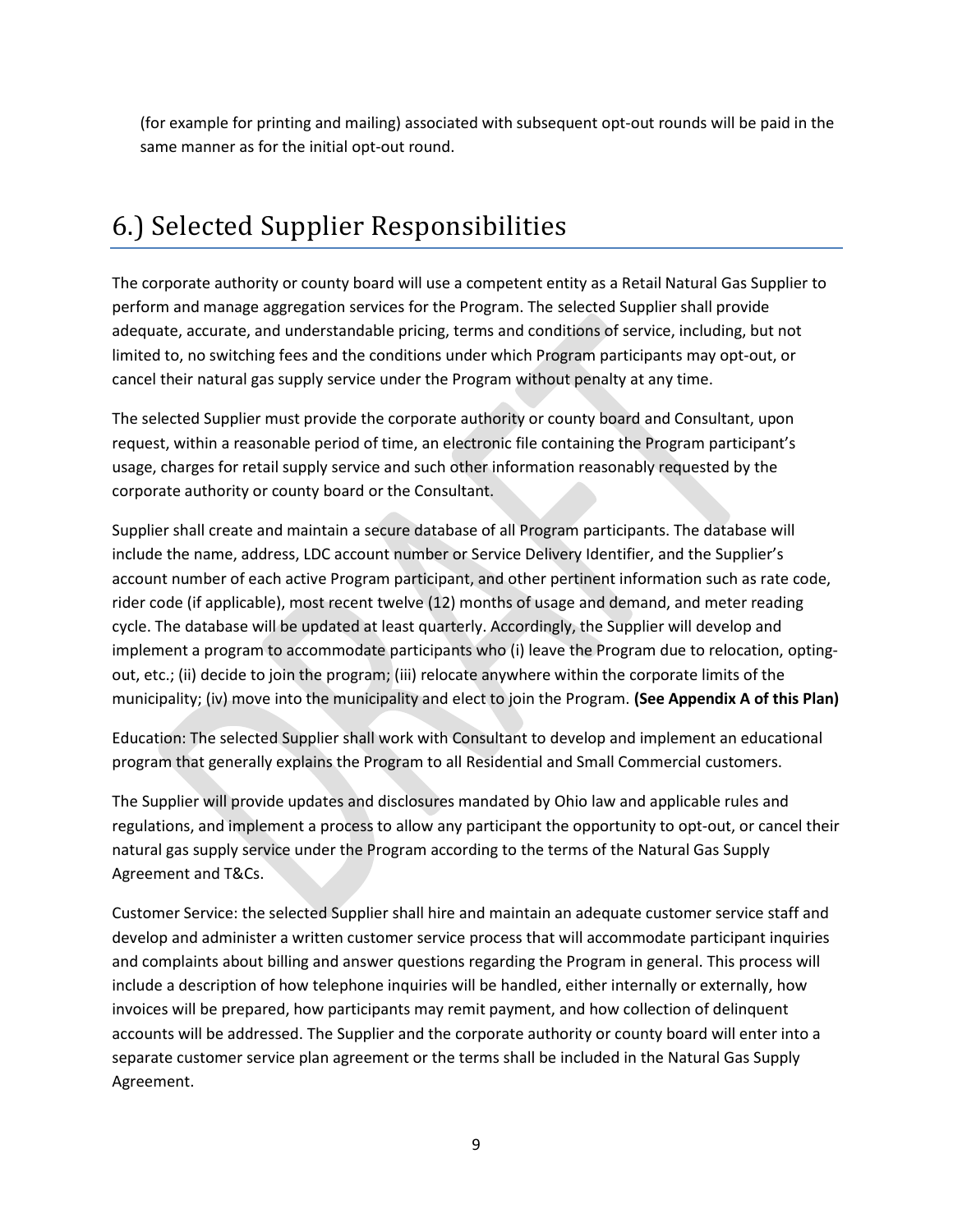(for example for printing and mailing) associated with subsequent opt-out rounds will be paid in the same manner as for the initial opt-out round.

# 6.) Selected Supplier Responsibilities

The corporate authority or county board will use a competent entity as a Retail Natural Gas Supplier to perform and manage aggregation services for the Program. The selected Supplier shall provide adequate, accurate, and understandable pricing, terms and conditions of service, including, but not limited to, no switching fees and the conditions under which Program participants may opt-out, or cancel their natural gas supply service under the Program without penalty at any time.

The selected Supplier must provide the corporate authority or county board and Consultant, upon request, within a reasonable period of time, an electronic file containing the Program participant's usage, charges for retail supply service and such other information reasonably requested by the corporate authority or county board or the Consultant.

Supplier shall create and maintain a secure database of all Program participants. The database will include the name, address, LDC account number or Service Delivery Identifier, and the Supplier's account number of each active Program participant, and other pertinent information such as rate code, rider code (if applicable), most recent twelve (12) months of usage and demand, and meter reading cycle. The database will be updated at least quarterly. Accordingly, the Supplier will develop and implement a program to accommodate participants who (i) leave the Program due to relocation, opting-out, etc.; (ii) decide to join the program; (iii) relocate anywhere within the corporate limits of the municipality; (iv) move into the municipality and elect to join the Program. **(See Appendix A of this Plan)**

Education: The selected Supplier shall work with Consultant to develop and implement an educational program that generally explains the Program to all Residential and Small Commercial customers.

The Supplier will provide updates and disclosures mandated by Ohio law and applicable rules and regulations, and implement a process to allow any participant the opportunity to opt-out, or cancel their natural gas supply service under the Program according to the terms of the Natural Gas Supply Agreement and T&Cs.

Customer Service: the selected Supplier shall hire and maintain an adequate customer service staff and develop and administer a written customer service process that will accommodate participant inquiries and complaints about billing and answer questions regarding the Program in general. This process will include a description of how telephone inquiries will be handled, either internally or externally, how invoices will be prepared, how participants may remit payment, and how collection of delinquent accounts will be addressed. The Supplier and the corporate authority or county board will enter into a separate customer service plan agreement or the terms shall be included in the Natural Gas Supply Agreement.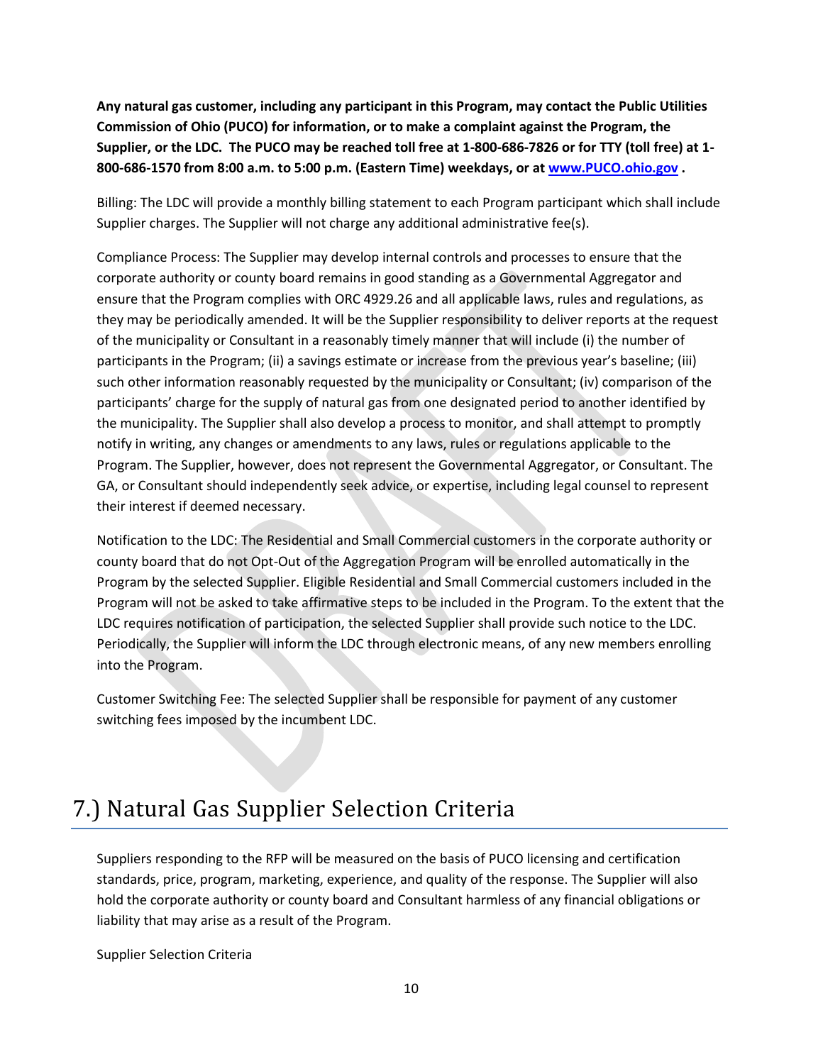**Any natural gas customer, including any participant in this Program, may contact the Public Utilities Commission of Ohio (PUCO) for information, or to make a complaint against the Program, the Supplier, or the LDC. The PUCO may be reached toll free at 1-800-686-7826 or for TTY (toll free) at 1-800-686-1570 from 8:00 a.m. to 5:00 p.m. (Eastern Time) weekdays, or at [www.PUCO.ohio.gov](http://www.PUCO.ohio.gov) .**

Billing: The LDC will provide a monthly billing statement to each Program participant which shall include Supplier charges. The Supplier will not charge any additional administrative fee(s).

Compliance Process: The Supplier may develop internal controls and processes to ensure that the corporate authority or county board remains in good standing as a Governmental Aggregator and ensure that the Program complies with ORC 4929.26 and all applicable laws, rules and regulations, as they may be periodically amended. It will be the Supplier responsibility to deliver reports at the request of the municipality or Consultant in a reasonably timely manner that will include (i) the number of participants in the Program; (ii) a savings estimate or increase from the previous year's baseline; (iii) such other information reasonably requested by the municipality or Consultant; (iv) comparison of the participants' charge for the supply of natural gas from one designated period to another identified by the municipality. The Supplier shall also develop a process to monitor, and shall attempt to promptly notify in writing, any changes or amendments to any laws, rules or regulations applicable to the Program. The Supplier, however, does not represent the Governmental Aggregator, or Consultant. The GA, or Consultant should independently seek advice, or expertise, including legal counsel to represent their interest if deemed necessary.

Notification to the LDC: The Residential and Small Commercial customers in the corporate authority or county board that do not Opt-Out of the Aggregation Program will be enrolled automatically in the Program by the selected Supplier. Eligible Residential and Small Commercial customers included in the Program will not be asked to take affirmative steps to be included in the Program. To the extent that the LDC requires notification of participation, the selected Supplier shall provide such notice to the LDC. Periodically, the Supplier will inform the LDC through electronic means, of any new members enrolling into the Program.

Customer Switching Fee: The selected Supplier shall be responsible for payment of any customer switching fees imposed by the incumbent LDC.

# 7.) Natural Gas Supplier Selection Criteria

Suppliers responding to the RFP will be measured on the basis of PUCO licensing and certification standards, price, program, marketing, experience, and quality of the response. The Supplier will also hold the corporate authority or county board and Consultant harmless of any financial obligations or liability that may arise as a result of the Program.

Supplier Selection Criteria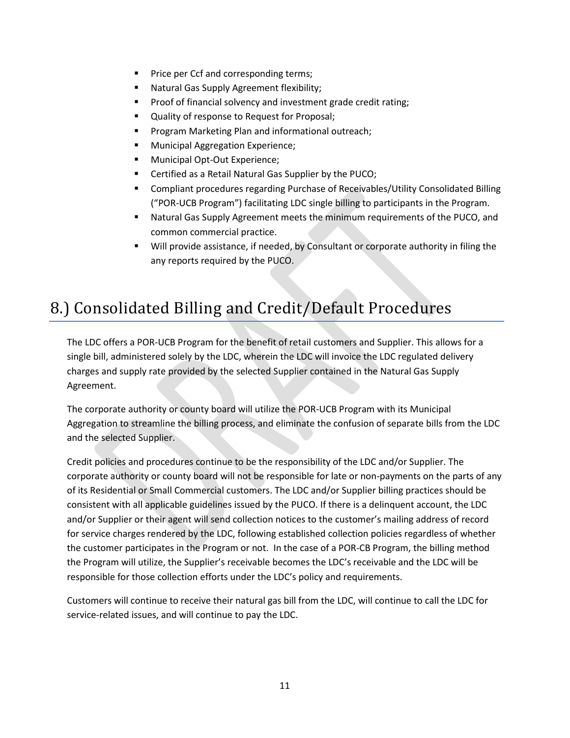- Price per Ccf and corresponding terms;
- Natural Gas Supply Agreement flexibility;
- Proof of financial solvency and investment grade credit rating;
- Quality of response to Request for Proposal;
- Program Marketing Plan and informational outreach;
- Municipal Aggregation Experience;
- Municipal Opt-Out Experience;
- Certified as a Retail Natural Gas Supplier by the PUCO;
- Compliant procedures regarding Purchase of Receivables/Utility Consolidated Billing ("POR-UCB Program") facilitating LDC single billing to participants in the Program.
- Natural Gas Supply Agreement meets the minimum requirements of the PUCO, and common commercial practice.
- Will provide assistance, if needed, by Consultant or corporate authority in filing the any reports required by the PUCO.

# 8.) Consolidated Billing and Credit/Default Procedures

The LDC offers a POR-UCB Program for the benefit of retail customers and Supplier. This allows for a single bill, administered solely by the LDC, wherein the LDC will invoice the LDC regulated delivery charges and supply rate provided by the selected Supplier contained in the Natural Gas Supply Agreement.

The corporate authority or county board will utilize the POR-UCB Program with its Municipal Aggregation to streamline the billing process, and eliminate the confusion of separate bills from the LDC and the selected Supplier.

Credit policies and procedures continue to be the responsibility of the LDC and/or Supplier. The corporate authority or county board will not be responsible for late or non-payments on the parts of any of its Residential or Small Commercial customers. The LDC and/or Supplier billing practices should be consistent with all applicable guidelines issued by the PUCO. If there is a delinquent account, the LDC and/or Supplier or their agent will send collection notices to the customer's mailing address of record for service charges rendered by the LDC, following established collection policies regardless of whether the customer participates in the Program or not. In the case of a POR-CB Program, the billing method the Program will utilize, the Supplier's receivable becomes the LDC's receivable and the LDC will be responsible for those collection efforts under the LDC's policy and requirements.

Customers will continue to receive their natural gas bill from the LDC, will continue to call the LDC for service-related issues, and will continue to pay the LDC.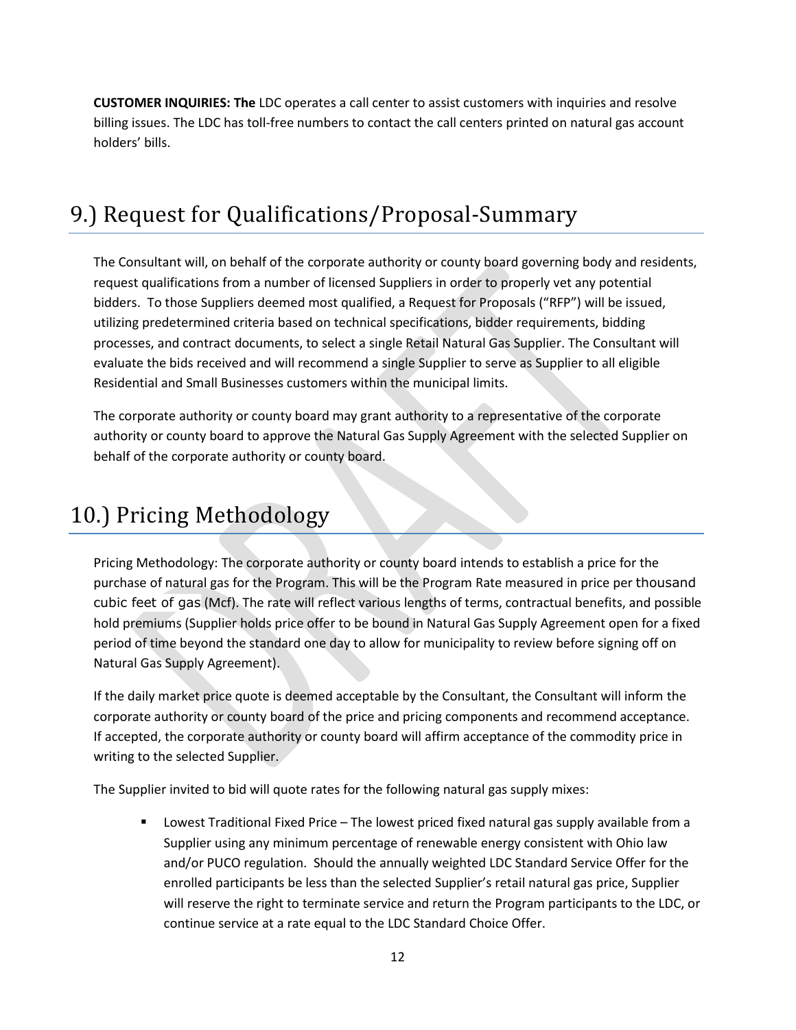**CUSTOMER INQUIRIES: The** LDC operates a call center to assist customers with inquiries and resolve billing issues. The LDC has toll-free numbers to contact the call centers printed on natural gas account holders' bills.

# 9.) Request for Qualifications/Proposal-Summary

The Consultant will, on behalf of the corporate authority or county board governing body and residents, request qualifications from a number of licensed Suppliers in order to properly vet any potential bidders. To those Suppliers deemed most qualified, a Request for Proposals ("RFP") will be issued, utilizing predetermined criteria based on technical specifications, bidder requirements, bidding processes, and contract documents, to select a single Retail Natural Gas Supplier. The Consultant will evaluate the bids received and will recommend a single Supplier to serve as Supplier to all eligible Residential and Small Businesses customers within the municipal limits.

The corporate authority or county board may grant authority to a representative of the corporate authority or county board to approve the Natural Gas Supply Agreement with the selected Supplier on behalf of the corporate authority or county board.

# 10.) Pricing Methodology

Pricing Methodology: The corporate authority or county board intends to establish a price for the purchase of natural gas for the Program. This will be the Program Rate measured in price per thousand cubic feet of gas (Mcf). The rate will reflect various lengths of terms, contractual benefits, and possible hold premiums (Supplier holds price offer to be bound in Natural Gas Supply Agreement open for a fixed period of time beyond the standard one day to allow for municipality to review before signing off on Natural Gas Supply Agreement).

If the daily market price quote is deemed acceptable by the Consultant, the Consultant will inform the corporate authority or county board of the price and pricing components and recommend acceptance. If accepted, the corporate authority or county board will affirm acceptance of the commodity price in writing to the selected Supplier.

The Supplier invited to bid will quote rates for the following natural gas supply mixes:

- Lowest Traditional Fixed Price – The lowest priced fixed natural gas supply available from a Supplier using any minimum percentage of renewable energy consistent with Ohio law and/or PUCO regulation. Should the annually weighted LDC Standard Service Offer for the enrolled participants be less than the selected Supplier's retail natural gas price, Supplier will reserve the right to terminate service and return the Program participants to the LDC, or continue service at a rate equal to the LDC Standard Choice Offer.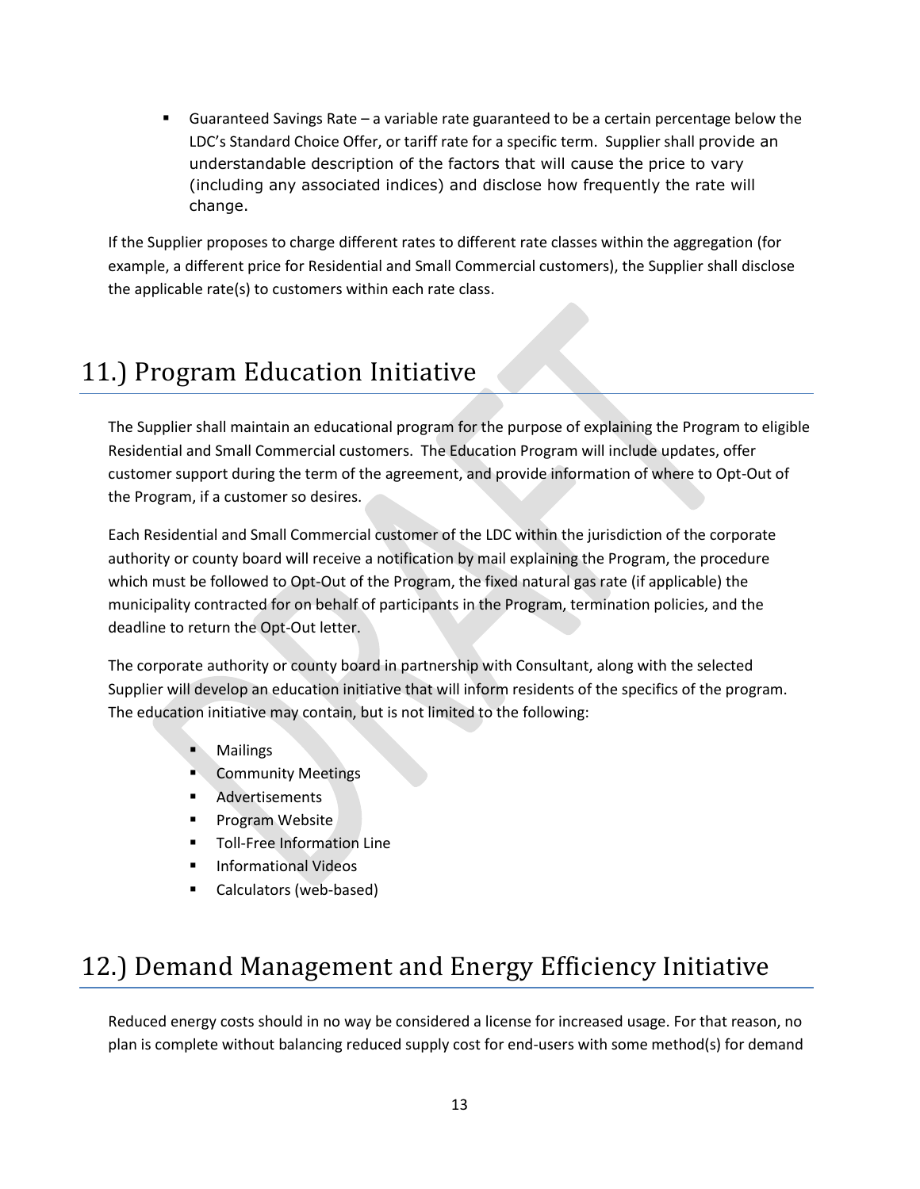- Guaranteed Savings Rate – a variable rate guaranteed to be a certain percentage below the LDC's Standard Choice Offer, or tariff rate for a specific term. Supplier shall provide an understandable description of the factors that will cause the price to vary (including any associated indices) and disclose how frequently the rate will change.

If the Supplier proposes to charge different rates to different rate classes within the aggregation (for example, a different price for Residential and Small Commercial customers), the Supplier shall disclose the applicable rate(s) to customers within each rate class.

# 11.) Program Education Initiative

The Supplier shall maintain an educational program for the purpose of explaining the Program to eligible Residential and Small Commercial customers. The Education Program will include updates, offer customer support during the term of the agreement, and provide information of where to Opt-Out of the Program, if a customer so desires.

Each Residential and Small Commercial customer of the LDC within the jurisdiction of the corporate authority or county board will receive a notification by mail explaining the Program, the procedure which must be followed to Opt-Out of the Program, the fixed natural gas rate (if applicable) the municipality contracted for on behalf of participants in the Program, termination policies, and the deadline to return the Opt-Out letter.

The corporate authority or county board in partnership with Consultant, along with the selected Supplier will develop an education initiative that will inform residents of the specifics of the program. The education initiative may contain, but is not limited to the following:

- Mailings
- Community Meetings
- Advertisements
- Program Website
- Toll-Free Information Line
- Informational Videos
- Calculators (web-based)

# 12.) Demand Management and Energy Efficiency Initiative

Reduced energy costs should in no way be considered a license for increased usage. For that reason, no plan is complete without balancing reduced supply cost for end-users with some method(s) for demand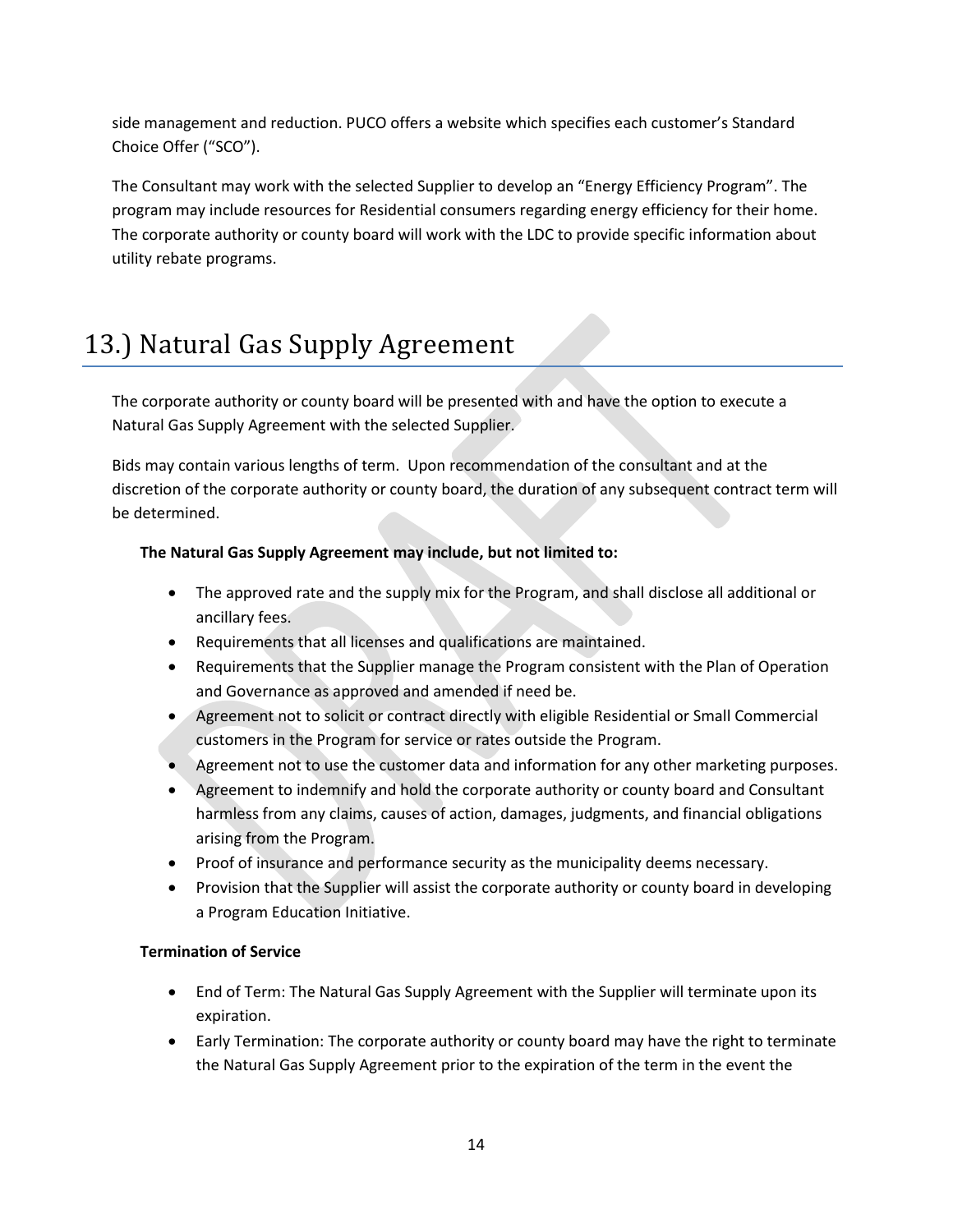side management and reduction. PUCO offers a website which specifies each customer's Standard Choice Offer ("SCO").

The Consultant may work with the selected Supplier to develop an "Energy Efficiency Program". The program may include resources for Residential consumers regarding energy efficiency for their home. The corporate authority or county board will work with the LDC to provide specific information about utility rebate programs.

# 13.) Natural Gas Supply Agreement

The corporate authority or county board will be presented with and have the option to execute a Natural Gas Supply Agreement with the selected Supplier.

Bids may contain various lengths of term. Upon recommendation of the consultant and at the discretion of the corporate authority or county board, the duration of any subsequent contract term will be determined.

**The Natural Gas Supply Agreement may include, but not limited to:**

- The approved rate and the supply mix for the Program, and shall disclose all additional or ancillary fees.
- Requirements that all licenses and qualifications are maintained.
- Requirements that the Supplier manage the Program consistent with the Plan of Operation and Governance as approved and amended if need be.
- Agreement not to solicit or contract directly with eligible Residential or Small Commercial customers in the Program for service or rates outside the Program.
- Agreement not to use the customer data and information for any other marketing purposes.
- Agreement to indemnify and hold the corporate authority or county board and Consultant harmless from any claims, causes of action, damages, judgments, and financial obligations arising from the Program.
- Proof of insurance and performance security as the municipality deems necessary.
- Provision that the Supplier will assist the corporate authority or county board in developing a Program Education Initiative.

**Termination of Service**

- End of Term: The Natural Gas Supply Agreement with the Supplier will terminate upon its expiration.
- Early Termination: The corporate authority or county board may have the right to terminate the Natural Gas Supply Agreement prior to the expiration of the term in the event the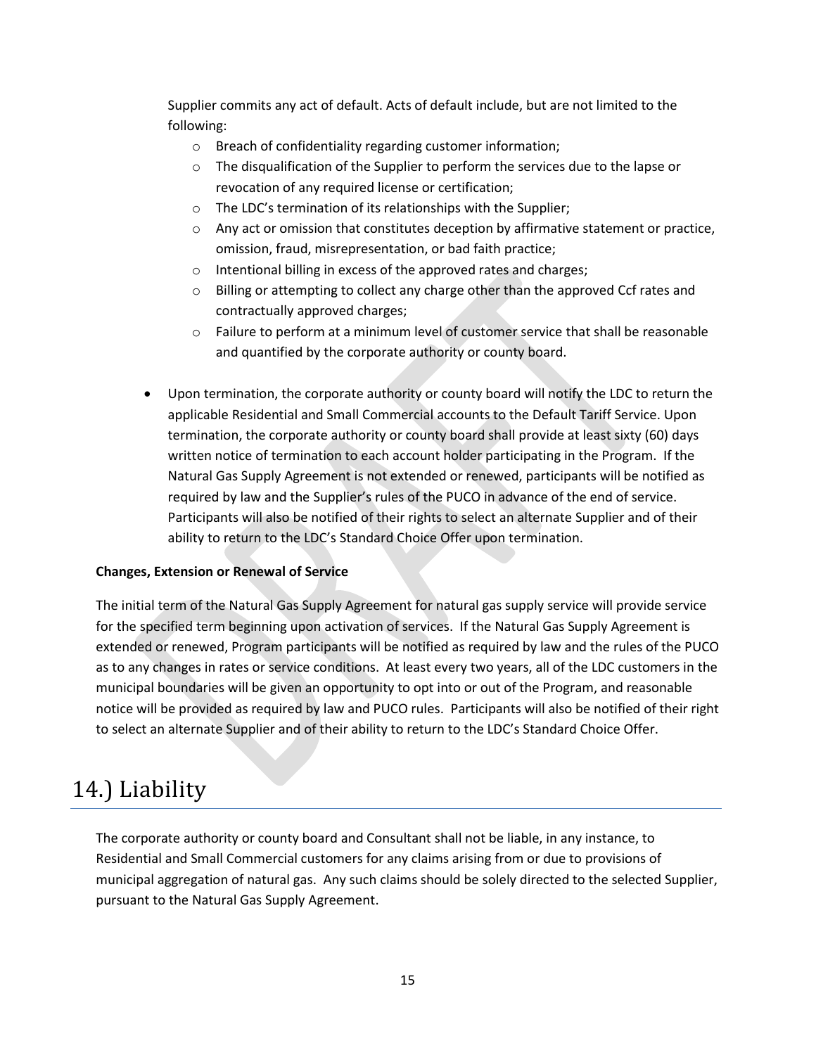Supplier commits any act of default. Acts of default include, but are not limited to the following:

- Breach of confidentiality regarding customer information;
- The disqualification of the Supplier to perform the services due to the lapse or revocation of any required license or certification;
- The LDC's termination of its relationships with the Supplier;
- Any act or omission that constitutes deception by affirmative statement or practice, omission, fraud, misrepresentation, or bad faith practice;
- Intentional billing in excess of the approved rates and charges;
- Billing or attempting to collect any charge other than the approved Ccf rates and contractually approved charges;
- Failure to perform at a minimum level of customer service that shall be reasonable and quantified by the corporate authority or county board.

- Upon termination, the corporate authority or county board will notify the LDC to return the applicable Residential and Small Commercial accounts to the Default Tariff Service. Upon termination, the corporate authority or county board shall provide at least sixty (60) days written notice of termination to each account holder participating in the Program. If the Natural Gas Supply Agreement is not extended or renewed, participants will be notified as required by law and the Supplier's rules of the PUCO in advance of the end of service. Participants will also be notified of their rights to select an alternate Supplier and of their ability to return to the LDC's Standard Choice Offer upon termination.

**Changes, Extension or Renewal of Service**

The initial term of the Natural Gas Supply Agreement for natural gas supply service will provide service for the specified term beginning upon activation of services. If the Natural Gas Supply Agreement is extended or renewed, Program participants will be notified as required by law and the rules of the PUCO as to any changes in rates or service conditions. At least every two years, all of the LDC customers in the municipal boundaries will be given an opportunity to opt into or out of the Program, and reasonable notice will be provided as required by law and PUCO rules. Participants will also be notified of their right to select an alternate Supplier and of their ability to return to the LDC's Standard Choice Offer.

# 14.) Liability

The corporate authority or county board and Consultant shall not be liable, in any instance, to Residential and Small Commercial customers for any claims arising from or due to provisions of municipal aggregation of natural gas. Any such claims should be solely directed to the selected Supplier, pursuant to the Natural Gas Supply Agreement.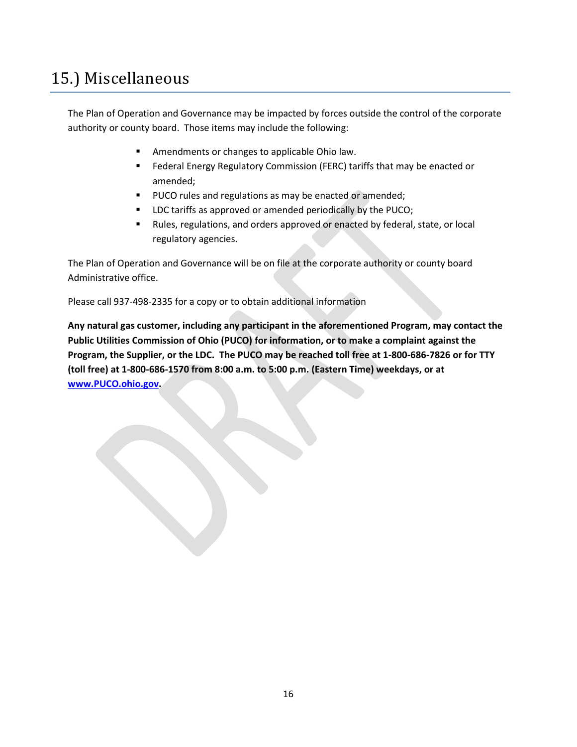# 15.) Miscellaneous

The Plan of Operation and Governance may be impacted by forces outside the control of the corporate authority or county board. Those items may include the following:

- Amendments or changes to applicable Ohio law.
- Federal Energy Regulatory Commission (FERC) tariffs that may be enacted or amended;
- PUCO rules and regulations as may be enacted or amended;
- LDC tariffs as approved or amended periodically by the PUCO;
- Rules, regulations, and orders approved or enacted by federal, state, or local regulatory agencies.

The Plan of Operation and Governance will be on file at the corporate authority or county board Administrative office.

Please call 937-498-2335 for a copy or to obtain additional information

**Any natural gas customer, including any participant in the aforementioned Program, may contact the Public Utilities Commission of Ohio (PUCO) for information, or to make a complaint against the Program, the Supplier, or the LDC. The PUCO may be reached toll free at 1-800-686-7826 or for TTY (toll free) at 1-800-686-1570 from 8:00 a.m. to 5:00 p.m. (Eastern Time) weekdays, or at [www.PUCO.ohio.gov](http://www.PUCO.ohio.gov).**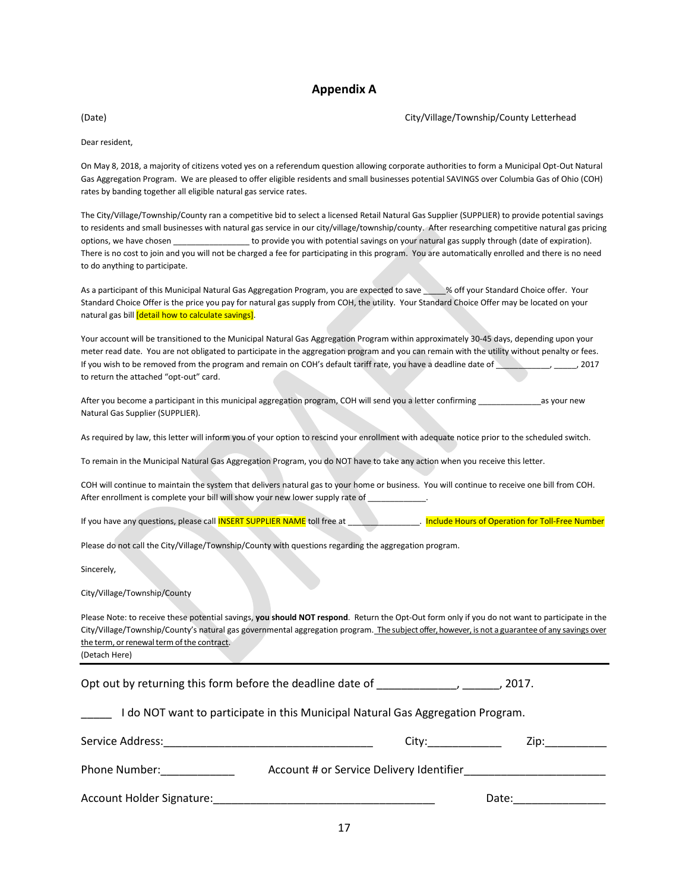# Appendix A

(Date) City/Village/Township/County Letterhead

Dear resident,

On May 8, 2018, a majority of citizens voted yes on a referendum question allowing corporate authorities to form a Municipal Opt-Out Natural Gas Aggregation Program. We are pleased to offer eligible residents and small businesses potential SAVINGS over Columbia Gas of Ohio (COH) rates by banding together all eligible natural gas service rates.

The City/Village/Township/County ran a competitive bid to select a licensed Retail Natural Gas Supplier (SUPPLIER) to provide potential savings to residents and small businesses with natural gas service in our city/village/township/county. After researching competitive natural gas pricing options, we have chosen ________________ to provide you with potential savings on your natural gas supply through (date of expiration). There is no cost to join and you will not be charged a fee for participating in this program. You are automatically enrolled and there is no need to do anything to participate.

As a participant of this Municipal Natural Gas Aggregation Program, you are expected to save _____% off your Standard Choice offer. Your Standard Choice Offer is the price you pay for natural gas supply from COH, the utility. Your Standard Choice Offer may be located on your natural gas bill [detail how to calculate savings].

Your account will be transitioned to the Municipal Natural Gas Aggregation Program within approximately 30-45 days, depending upon your meter read date. You are not obligated to participate in the aggregation program and you can remain with the utility without penalty or fees. If you wish to be removed from the program and remain on COH's default tariff rate, you have a deadline date of ___________, _____, 2017 to return the attached "opt-out" card.

After you become a participant in this municipal aggregation program, COH will send you a letter confirming _____________as your new Natural Gas Supplier (SUPPLIER).

As required by law, this letter will inform you of your option to rescind your enrollment with adequate notice prior to the scheduled switch.

To remain in the Municipal Natural Gas Aggregation Program, you do NOT have to take any action when you receive this letter.

COH will continue to maintain the system that delivers natural gas to your home or business. You will continue to receive one bill from COH. After enrollment is complete your bill will show your new lower supply rate of _____________.

If you have any questions, please call INSERT SUPPLIER NAME toll free at ______________. Include Hours of Operation for Toll-Free Number

Please do not call the City/Village/Township/County with questions regarding the aggregation program.

Sincerely,

City/Village/Township/County

Please Note: to receive these potential savings, **you should NOT respond**. Return the Opt-Out form only if you do not want to participate in the City/Village/Township/County's natural gas governmental aggregation program. The subject offer, however, is not a guarantee of any savings over the term, or renewal term of the contract.

(Detach Here)

---

Opt out by returning this form before the deadline date of ____________, ______, 2017.

_____ I do NOT want to participate in this Municipal Natural Gas Aggregation Program.

Service Address:_________________________________ City:___________ Zip:_________

Phone Number:___________ Account # or Service Delivery Identifier______________________

Account Holder Signature:__________________________________ Date:______________